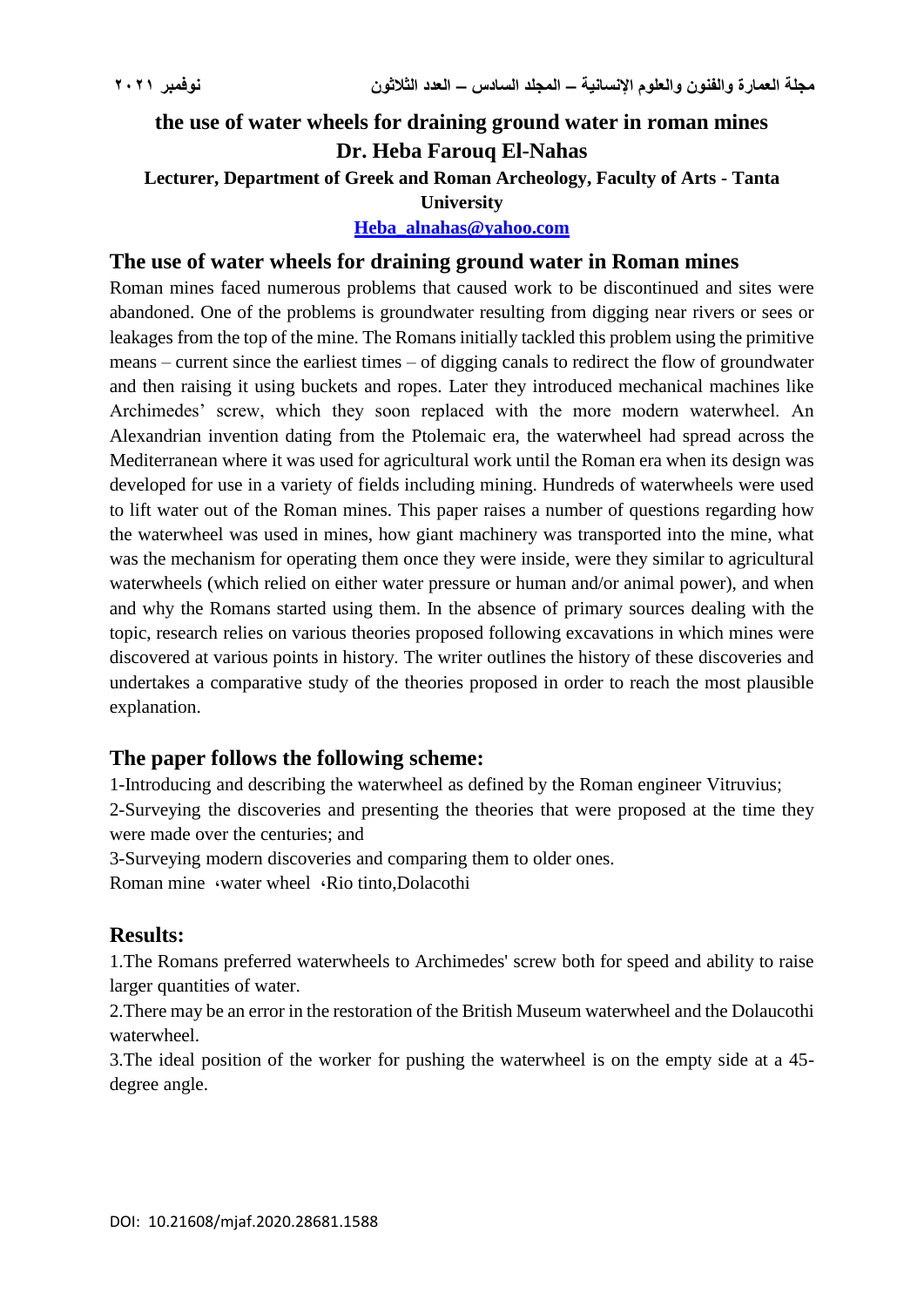# the use of water wheels for draining ground water in roman mines

## Dr. Heba Farouq El-Nahas

**Lecturer, Department of Greek and Roman Archeology, Faculty of Arts - Tanta University**

**Heba_alnahas@yahoo.com**

## The use of water wheels for draining ground water in Roman mines

Roman mines faced numerous problems that caused work to be discontinued and sites were abandoned. One of the problems is groundwater resulting from digging near rivers or sees or leakages from the top of the mine. The Romans initially tackled this problem using the primitive means – current since the earliest times – of digging canals to redirect the flow of groundwater and then raising it using buckets and ropes. Later they introduced mechanical machines like Archimedes' screw, which they soon replaced with the more modern waterwheel. An Alexandrian invention dating from the Ptolemaic era, the waterwheel had spread across the Mediterranean where it was used for agricultural work until the Roman era when its design was developed for use in a variety of fields including mining. Hundreds of waterwheels were used to lift water out of the Roman mines. This paper raises a number of questions regarding how the waterwheel was used in mines, how giant machinery was transported into the mine, what was the mechanism for operating them once they were inside, were they similar to agricultural waterwheels (which relied on either water pressure or human and/or animal power), and when and why the Romans started using them. In the absence of primary sources dealing with the topic, research relies on various theories proposed following excavations in which mines were discovered at various points in history. The writer outlines the history of these discoveries and undertakes a comparative study of the theories proposed in order to reach the most plausible explanation.

## The paper follows the following scheme:

1-Introducing and describing the waterwheel as defined by the Roman engineer Vitruvius;

2-Surveying the discoveries and presenting the theories that were proposed at the time they were made over the centuries; and

3-Surveying modern discoveries and comparing them to older ones.

Roman mine ،water wheel ،Rio tinto,Dolacothi

## Results:

1.The Romans preferred waterwheels to Archimedes' screw both for speed and ability to raise larger quantities of water.

2.There may be an error in the restoration of the British Museum waterwheel and the Dolaucothi waterwheel.

3.The ideal position of the worker for pushing the waterwheel is on the empty side at a 45-degree angle.

DOI: 10.21608/mjaf.2020.28681.1588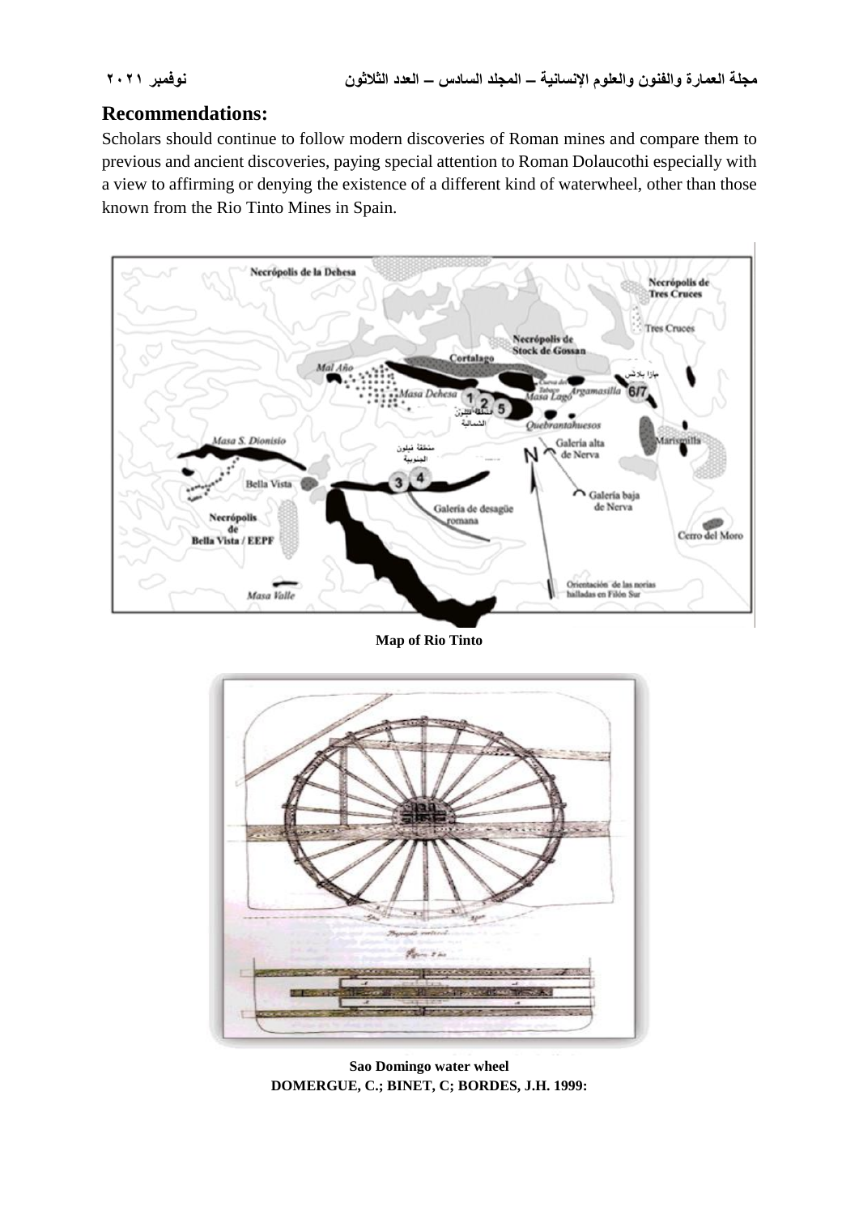## Recommendations:

Scholars should continue to follow modern discoveries of Roman mines and compare them to previous and ancient discoveries, paying special attention to Roman Dolaucothi especially with a view to affirming or denying the existence of a different kind of waterwheel, other than those known from the Rio Tinto Mines in Spain.

**Map of Rio Tinto**

**Sao Domingo water wheel**
**DOMERGUE, C.; BINET, C; BORDES, J.H. 1999:**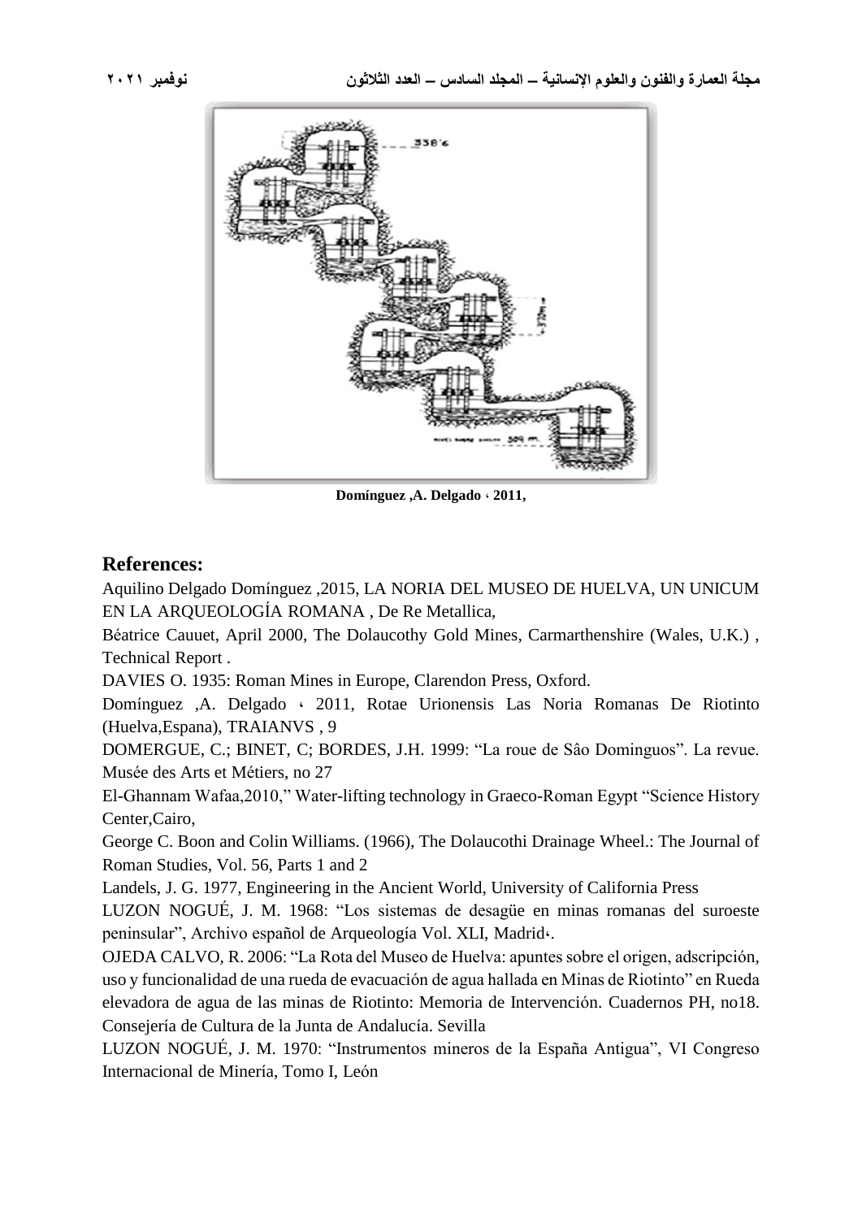Domínguez ,A. Delgado ، 2011,

## References:

Aquilino Delgado Domínguez ,2015, LA NORIA DEL MUSEO DE HUELVA, UN UNICUM EN LA ARQUEOLOGÍA ROMANA , De Re Metallica,

Béatrice Cauuet, April 2000, The Dolaucothy Gold Mines, Carmarthenshire (Wales, U.K.) , Technical Report .

DAVIES O. 1935: Roman Mines in Europe, Clarendon Press, Oxford.

Domínguez ,A. Delgado ، 2011, Rotae Urionensis Las Noria Romanas De Riotinto (Huelva,Espana), TRAIANVS , 9

DOMERGUE, C.; BINET, C; BORDES, J.H. 1999: "La roue de Sâo Dominguos". La revue. Musée des Arts et Métiers, no 27

El-Ghannam Wafaa,2010," Water-lifting technology in Graeco-Roman Egypt "Science History Center,Cairo,

George C. Boon and Colin Williams. (1966), The Dolaucothi Drainage Wheel.: The Journal of Roman Studies, Vol. 56, Parts 1 and 2

Landels, J. G. 1977, Engineering in the Ancient World, University of California Press

LUZON NOGUÉ, J. M. 1968: "Los sistemas de desagüe en minas romanas del suroeste peninsular", Archivo español de Arqueología Vol. XLI, Madrid،.

OJEDA CALVO, R. 2006: "La Rota del Museo de Huelva: apuntes sobre el origen, adscripción, uso y funcionalidad de una rueda de evacuación de agua hallada en Minas de Riotinto" en Rueda elevadora de agua de las minas de Riotinto: Memoria de Intervención. Cuadernos PH, no18. Consejería de Cultura de la Junta de Andalucía. Sevilla

LUZON NOGUÉ, J. M. 1970: "Instrumentos mineros de la España Antigua", VI Congreso Internacional de Minería, Tomo I, León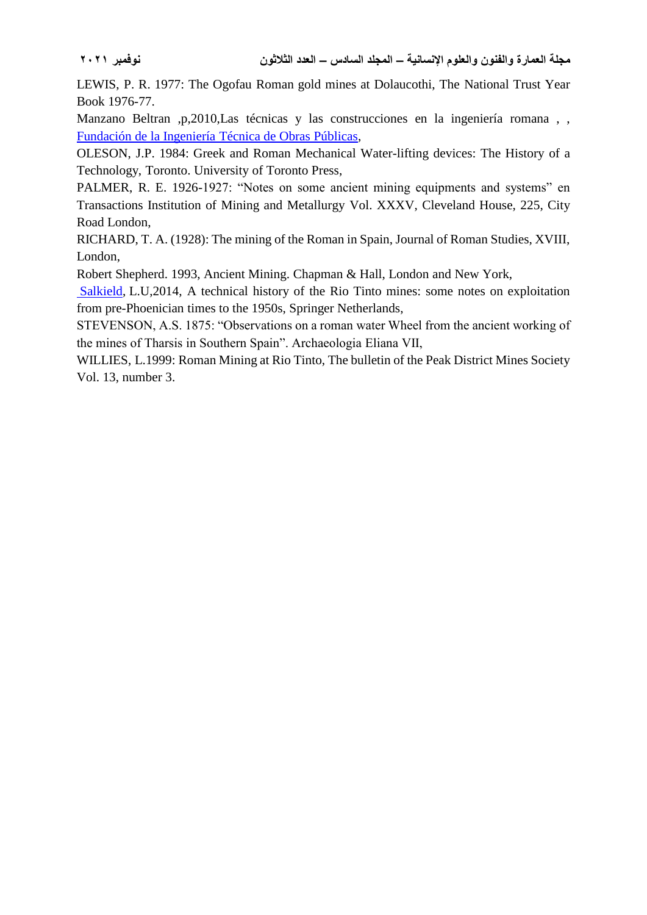LEWIS, P. R. 1977: The Ogofau Roman gold mines at Dolaucothi, The National Trust Year Book 1976-77.

Manzano Beltran ,p,2010,Las técnicas y las construcciones en la ingeniería romana , , Fundación de la Ingeniería Técnica de Obras Públicas,

OLESON, J.P. 1984: Greek and Roman Mechanical Water-lifting devices: The History of a Technology, Toronto. University of Toronto Press,

PALMER, R. E. 1926-1927: “Notes on some ancient mining equipments and systems” en Transactions Institution of Mining and Metallurgy Vol. XXXV, Cleveland House, 225, City Road London,

RICHARD, T. A. (1928): The mining of the Roman in Spain, Journal of Roman Studies, XVIII, London,

Robert Shepherd. 1993, Ancient Mining. Chapman & Hall, London and New York,

Salkield, L.U,2014, A technical history of the Rio Tinto mines: some notes on exploitation from pre-Phoenician times to the 1950s, Springer Netherlands,

STEVENSON, A.S. 1875: “Observations on a roman water Wheel from the ancient working of the mines of Tharsis in Southern Spain”. Archaeologia Eliana VII,

WILLIES, L.1999: Roman Mining at Rio Tinto, The bulletin of the Peak District Mines Society Vol. 13, number 3.